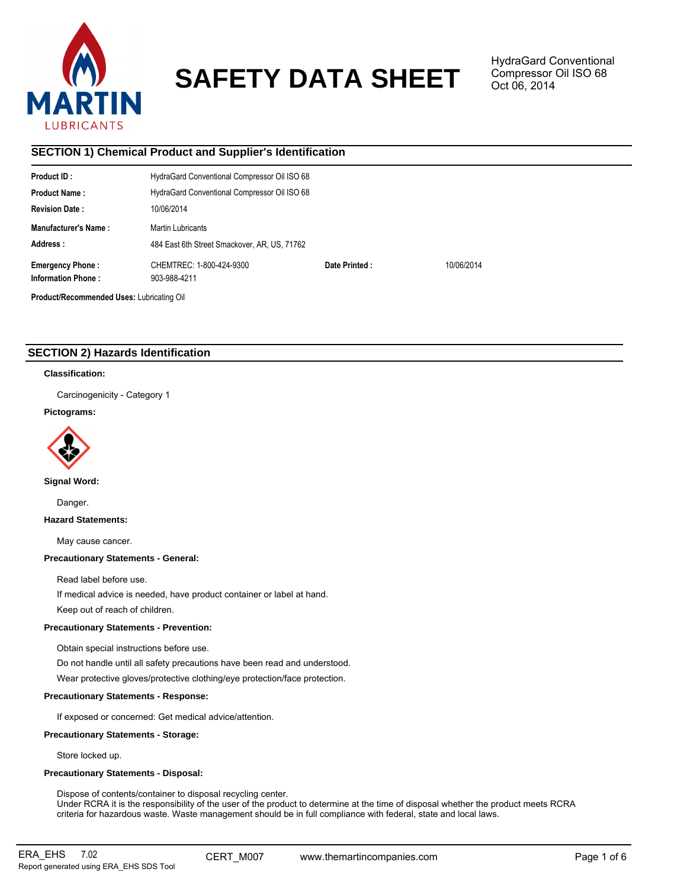# SAFETY DATA SHEET

HydraGard Conventional Compressor Oil ISO 68
Oct 06, 2014

## SECTION 1) Chemical Product and Supplier's Identification

**Product ID :** HydraGard Conventional Compressor Oil ISO 68

**Product Name :** HydraGard Conventional Compressor Oil ISO 68

**Revision Date :** 10/06/2014

**Manufacturer's Name :** Martin Lubricants

**Address :** 484 East 6th Street Smackover, AR, US, 71762

**Emergency Phone :** CHEMTREC: 1-800-424-9300

**Date Printed :** 10/06/2014

**Information Phone :** 903-988-4211

**Product/Recommended Uses:** Lubricating Oil

## SECTION 2) Hazards Identification

**Classification:**

Carcinogenicity - Category 1

**Pictograms:**

**Signal Word:**

Danger.

**Hazard Statements:**

May cause cancer.

**Precautionary Statements - General:**

Read label before use.

If medical advice is needed, have product container or label at hand.

Keep out of reach of children.

**Precautionary Statements - Prevention:**

Obtain special instructions before use.

Do not handle until all safety precautions have been read and understood.

Wear protective gloves/protective clothing/eye protection/face protection.

**Precautionary Statements - Response:**

If exposed or concerned: Get medical advice/attention.

**Precautionary Statements - Storage:**

Store locked up.

**Precautionary Statements - Disposal:**

Dispose of contents/container to disposal recycling center.
Under RCRA it is the responsibility of the user of the product to determine at the time of disposal whether the product meets RCRA criteria for hazardous waste. Waste management should be in full compliance with federal, state and local laws.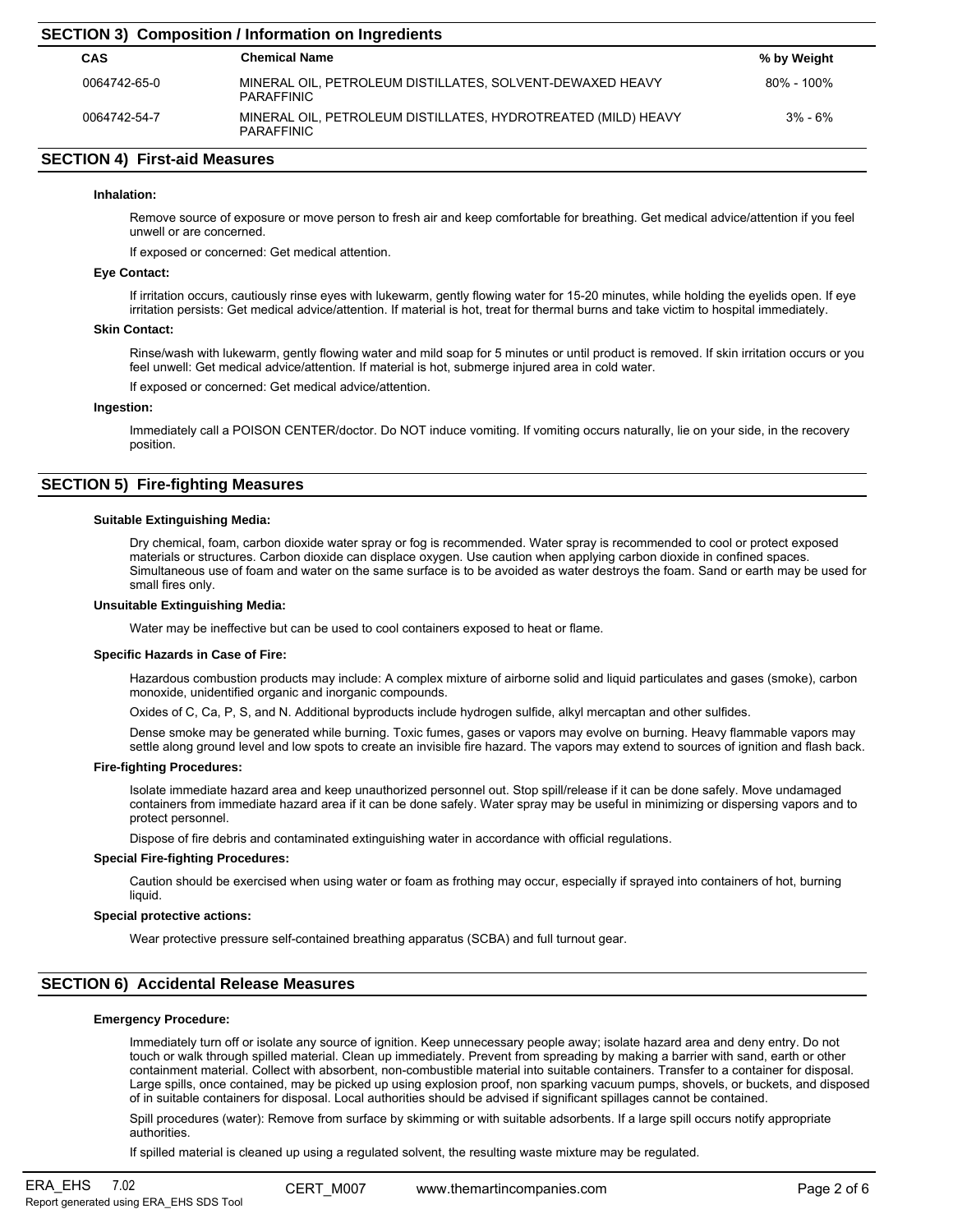## SECTION 3) Composition / Information on Ingredients

| CAS | Chemical Name | % by Weight |
|---|---|---|
| 0064742-65-0 | MINERAL OIL, PETROLEUM DISTILLATES, SOLVENT-DEWAXED HEAVY PARAFFINIC | 80% - 100% |
| 0064742-54-7 | MINERAL OIL, PETROLEUM DISTILLATES, HYDROTREATED (MILD) HEAVY PARAFFINIC | 3% - 6% |

## SECTION 4) First-aid Measures

### Inhalation:

Remove source of exposure or move person to fresh air and keep comfortable for breathing. Get medical advice/attention if you feel unwell or are concerned.

If exposed or concerned: Get medical attention.

### Eye Contact:

If irritation occurs, cautiously rinse eyes with lukewarm, gently flowing water for 15-20 minutes, while holding the eyelids open. If eye irritation persists: Get medical advice/attention. If material is hot, treat for thermal burns and take victim to hospital immediately.

### Skin Contact:

Rinse/wash with lukewarm, gently flowing water and mild soap for 5 minutes or until product is removed. If skin irritation occurs or you feel unwell: Get medical advice/attention. If material is hot, submerge injured area in cold water.

If exposed or concerned: Get medical advice/attention.

### Ingestion:

Immediately call a POISON CENTER/doctor. Do NOT induce vomiting. If vomiting occurs naturally, lie on your side, in the recovery position.

## SECTION 5) Fire-fighting Measures

### Suitable Extinguishing Media:

Dry chemical, foam, carbon dioxide water spray or fog is recommended. Water spray is recommended to cool or protect exposed materials or structures. Carbon dioxide can displace oxygen. Use caution when applying carbon dioxide in confined spaces. Simultaneous use of foam and water on the same surface is to be avoided as water destroys the foam. Sand or earth may be used for small fires only.

### Unsuitable Extinguishing Media:

Water may be ineffective but can be used to cool containers exposed to heat or flame.

### Specific Hazards in Case of Fire:

Hazardous combustion products may include: A complex mixture of airborne solid and liquid particulates and gases (smoke), carbon monoxide, unidentified organic and inorganic compounds.

Oxides of C, Ca, P, S, and N. Additional byproducts include hydrogen sulfide, alkyl mercaptan and other sulfides.

Dense smoke may be generated while burning. Toxic fumes, gases or vapors may evolve on burning. Heavy flammable vapors may settle along ground level and low spots to create an invisible fire hazard. The vapors may extend to sources of ignition and flash back.

### Fire-fighting Procedures:

Isolate immediate hazard area and keep unauthorized personnel out. Stop spill/release if it can be done safely. Move undamaged containers from immediate hazard area if it can be done safely. Water spray may be useful in minimizing or dispersing vapors and to protect personnel.

Dispose of fire debris and contaminated extinguishing water in accordance with official regulations.

### Special Fire-fighting Procedures:

Caution should be exercised when using water or foam as frothing may occur, especially if sprayed into containers of hot, burning liquid.

### Special protective actions:

Wear protective pressure self-contained breathing apparatus (SCBA) and full turnout gear.

## SECTION 6) Accidental Release Measures

### Emergency Procedure:

Immediately turn off or isolate any source of ignition. Keep unnecessary people away; isolate hazard area and deny entry. Do not touch or walk through spilled material. Clean up immediately. Prevent from spreading by making a barrier with sand, earth or other containment material. Collect with absorbent, non-combustible material into suitable containers. Transfer to a container for disposal. Large spills, once contained, may be picked up using explosion proof, non sparking vacuum pumps, shovels, or buckets, and disposed of in suitable containers for disposal. Local authorities should be advised if significant spillages cannot be contained.

Spill procedures (water): Remove from surface by skimming or with suitable adsorbents. If a large spill occurs notify appropriate authorities.

If spilled material is cleaned up using a regulated solvent, the resulting waste mixture may be regulated.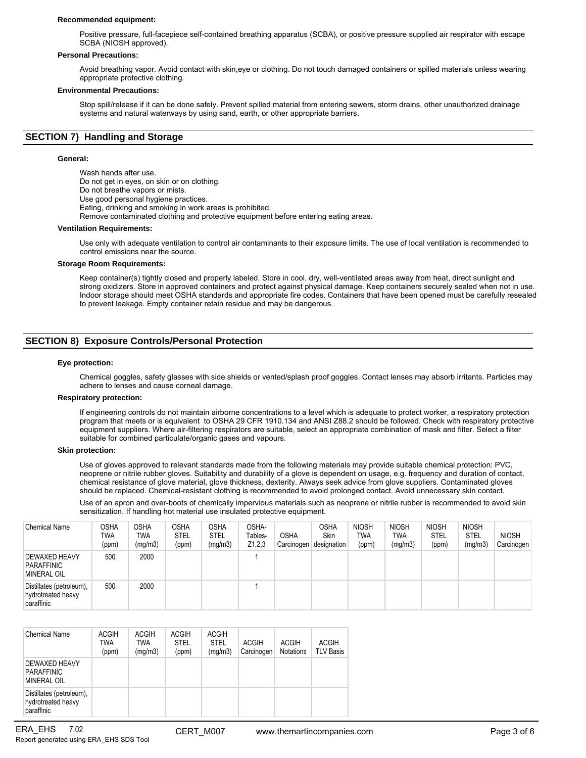**Recommended equipment:**

Positive pressure, full-facepiece self-contained breathing apparatus (SCBA), or positive pressure supplied air respirator with escape SCBA (NIOSH approved).

**Personal Precautions:**

Avoid breathing vapor. Avoid contact with skin,eye or clothing. Do not touch damaged containers or spilled materials unless wearing appropriate protective clothing.

**Environmental Precautions:**

Stop spill/release if it can be done safely. Prevent spilled material from entering sewers, storm drains, other unauthorized drainage systems and natural waterways by using sand, earth, or other appropriate barriers.

## SECTION 7) Handling and Storage

**General:**

Wash hands after use.
Do not get in eyes, on skin or on clothing.
Do not breathe vapors or mists.
Use good personal hygiene practices.
Eating, drinking and smoking in work areas is prohibited.
Remove contaminated clothing and protective equipment before entering eating areas.

**Ventilation Requirements:**

Use only with adequate ventilation to control air contaminants to their exposure limits. The use of local ventilation is recommended to control emissions near the source.

**Storage Room Requirements:**

Keep container(s) tightly closed and properly labeled. Store in cool, dry, well-ventilated areas away from heat, direct sunlight and strong oxidizers. Store in approved containers and protect against physical damage. Keep containers securely sealed when not in use. Indoor storage should meet OSHA standards and appropriate fire codes. Containers that have been opened must be carefully resealed to prevent leakage. Empty container retain residue and may be dangerous.

## SECTION 8) Exposure Controls/Personal Protection

**Eye protection:**

Chemical goggles, safety glasses with side shields or vented/splash proof goggles. Contact lenses may absorb irritants. Particles may adhere to lenses and cause corneal damage.

**Respiratory protection:**

If engineering controls do not maintain airborne concentrations to a level which is adequate to protect worker, a respiratory protection program that meets or is equivalent to OSHA 29 CFR 1910.134 and ANSI Z88.2 should be followed. Check with respiratory protective equipment suppliers. Where air-filtering respirators are suitable, select an appropriate combination of mask and filter. Select a filter suitable for combined particulate/organic gases and vapours.

**Skin protection:**

Use of gloves approved to relevant standards made from the following materials may provide suitable chemical protection: PVC, neoprene or nitrile rubber gloves. Suitability and durability of a glove is dependent on usage, e.g. frequency and duration of contact, chemical resistance of glove material, glove thickness, dexterity. Always seek advice from glove suppliers. Contaminated gloves should be replaced. Chemical-resistant clothing is recommended to avoid prolonged contact. Avoid unnecessary skin contact.

Use of an apron and over-boots of chemically impervious materials such as neoprene or nitrile rubber is recommended to avoid skin sensitization. If handling hot material use insulated protective equipment.

| Chemical Name | OSHA TWA (ppm) | OSHA TWA (mg/m3) | OSHA STEL (ppm) | OSHA STEL (mg/m3) | OSHA- Tables- Z1,2,3 | OSHA Carcinogen | OSHA Skin designation | NIOSH TWA (ppm) | NIOSH TWA (mg/m3) | NIOSH STEL (ppm) | NIOSH STEL (mg/m3) | NIOSH Carcinogen |
|---|---|---|---|---|---|---|---|---|---|---|---|---|
| DEWAXED HEAVY PARAFFINIC MINERAL OIL | 500 | 2000 | | | 1 | | | | | | | |
| Distillates (petroleum), hydrotreated heavy paraffinic | 500 | 2000 | | | 1 | | | | | | | |

| Chemical Name | ACGIH TWA (ppm) | ACGIH TWA (mg/m3) | ACGIH STEL (ppm) | ACGIH STEL (mg/m3) | ACGIH Carcinogen | ACGIH Notations | ACGIH TLV Basis |
|---|---|---|---|---|---|---|---|
| DEWAXED HEAVY PARAFFINIC MINERAL OIL | | | | | | | |
| Distillates (petroleum), hydrotreated heavy paraffinic | | | | | | | |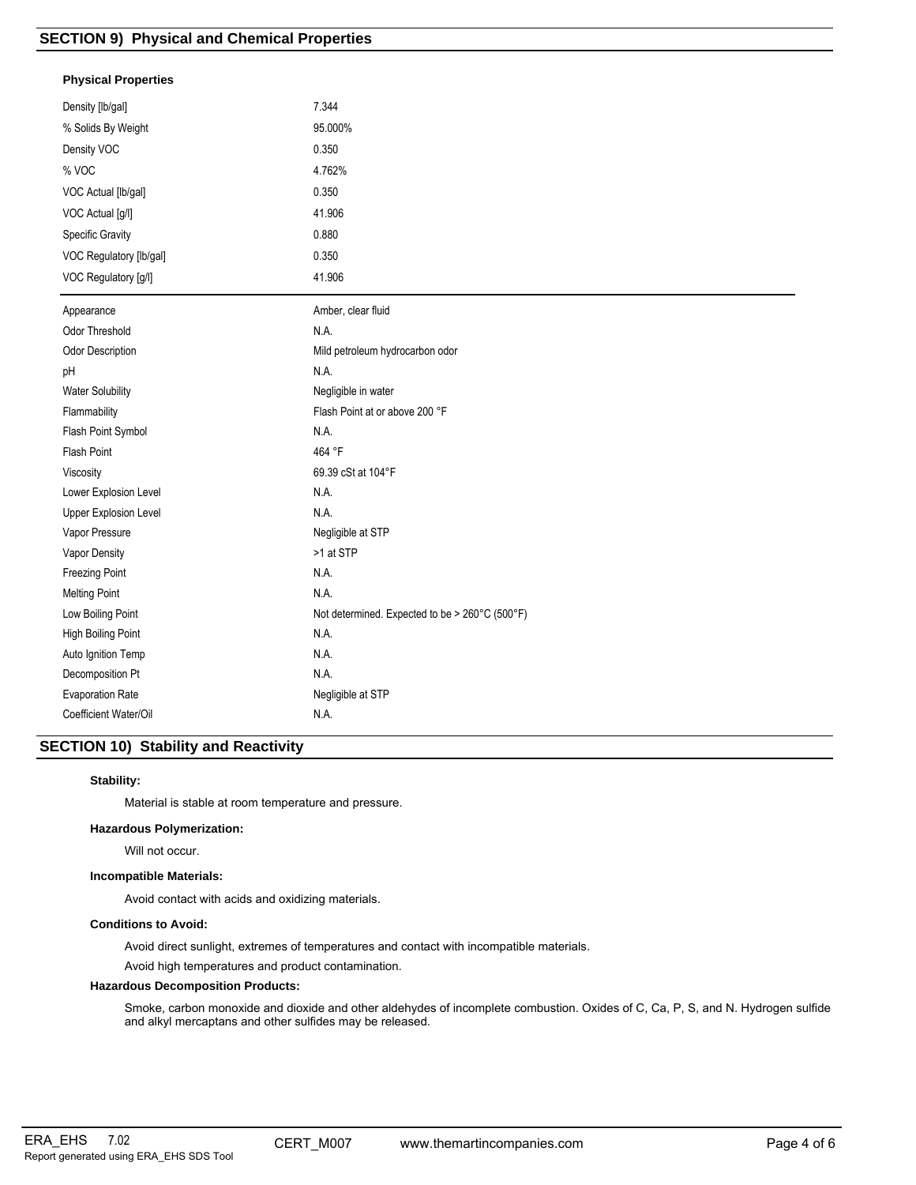## SECTION 9) Physical and Chemical Properties

### Physical Properties

| | |
|---|---|
| Density [lb/gal] | 7.344 |
| % Solids By Weight | 95.000% |
| Density VOC | 0.350 |
| % VOC | 4.762% |
| VOC Actual [lb/gal] | 0.350 |
| VOC Actual [g/l] | 41.906 |
| Specific Gravity | 0.880 |
| VOC Regulatory [lb/gal] | 0.350 |
| VOC Regulatory [g/l] | 41.906 |

| | |
|---|---|
| Appearance | Amber, clear fluid |
| Odor Threshold | N.A. |
| Odor Description | Mild petroleum hydrocarbon odor |
| pH | N.A. |
| Water Solubility | Negligible in water |
| Flammability | Flash Point at or above 200 °F |
| Flash Point Symbol | N.A. |
| Flash Point | 464 °F |
| Viscosity | 69.39 cSt at 104°F |
| Lower Explosion Level | N.A. |
| Upper Explosion Level | N.A. |
| Vapor Pressure | Negligible at STP |
| Vapor Density | >1 at STP |
| Freezing Point | N.A. |
| Melting Point | N.A. |
| Low Boiling Point | Not determined. Expected to be > 260°C (500°F) |
| High Boiling Point | N.A. |
| Auto Ignition Temp | N.A. |
| Decomposition Pt | N.A. |
| Evaporation Rate | Negligible at STP |
| Coefficient Water/Oil | N.A. |

## SECTION 10) Stability and Reactivity

**Stability:**

Material is stable at room temperature and pressure.

**Hazardous Polymerization:**

Will not occur.

**Incompatible Materials:**

Avoid contact with acids and oxidizing materials.

**Conditions to Avoid:**

Avoid direct sunlight, extremes of temperatures and contact with incompatible materials.

Avoid high temperatures and product contamination.

**Hazardous Decomposition Products:**

Smoke, carbon monoxide and dioxide and other aldehydes of incomplete combustion. Oxides of C, Ca, P, S, and N. Hydrogen sulfide and alkyl mercaptans and other sulfides may be released.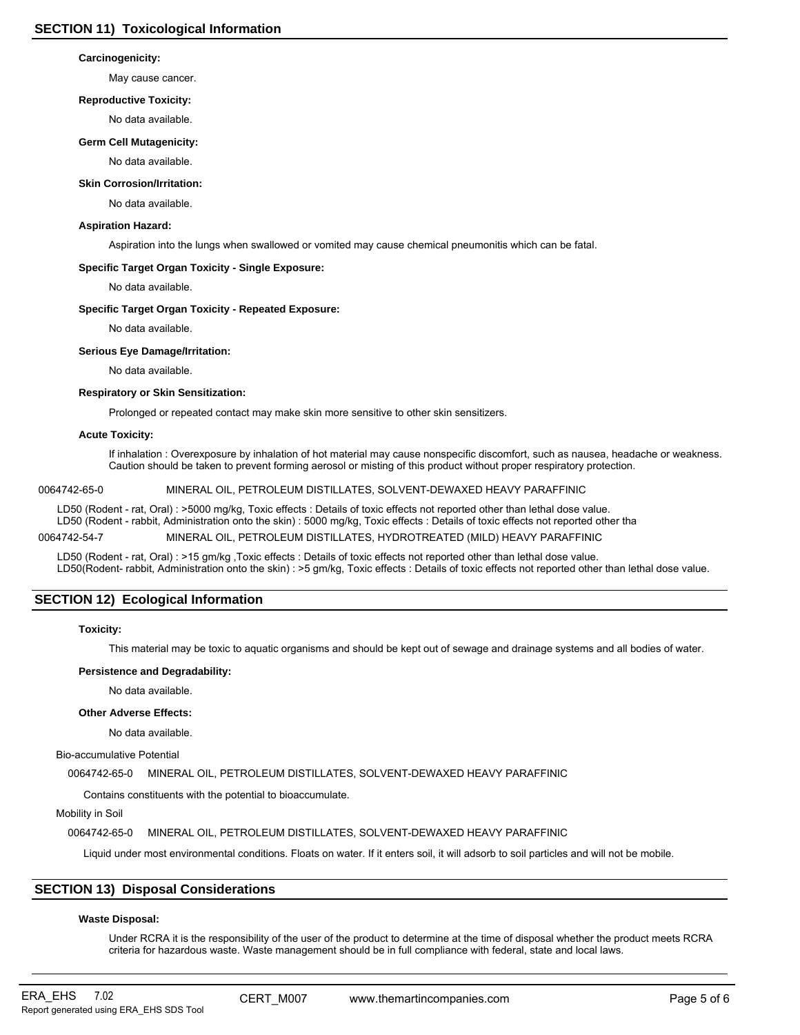## SECTION 11) Toxicological Information

**Carcinogenicity:**

May cause cancer.

**Reproductive Toxicity:**

No data available.

**Germ Cell Mutagenicity:**

No data available.

**Skin Corrosion/Irritation:**

No data available.

**Aspiration Hazard:**

Aspiration into the lungs when swallowed or vomited may cause chemical pneumonitis which can be fatal.

**Specific Target Organ Toxicity - Single Exposure:**

No data available.

**Specific Target Organ Toxicity - Repeated Exposure:**

No data available.

**Serious Eye Damage/Irritation:**

No data available.

**Respiratory or Skin Sensitization:**

Prolonged or repeated contact may make skin more sensitive to other skin sensitizers.

**Acute Toxicity:**

If inhalation : Overexposure by inhalation of hot material may cause nonspecific discomfort, such as nausea, headache or weakness. Caution should be taken to prevent forming aerosol or misting of this product without proper respiratory protection.

0064742-65-0 MINERAL OIL, PETROLEUM DISTILLATES, SOLVENT-DEWAXED HEAVY PARAFFINIC

LD50 (Rodent - rat, Oral) : >5000 mg/kg, Toxic effects : Details of toxic effects not reported other than lethal dose value.
LD50 (Rodent - rabbit, Administration onto the skin) : 5000 mg/kg, Toxic effects : Details of toxic effects not reported other tha

0064742-54-7 MINERAL OIL, PETROLEUM DISTILLATES, HYDROTREATED (MILD) HEAVY PARAFFINIC

LD50 (Rodent - rat, Oral) : >15 gm/kg ,Toxic effects : Details of toxic effects not reported other than lethal dose value.
LD50(Rodent- rabbit, Administration onto the skin) : >5 gm/kg, Toxic effects : Details of toxic effects not reported other than lethal dose value.

## SECTION 12) Ecological Information

**Toxicity:**

This material may be toxic to aquatic organisms and should be kept out of sewage and drainage systems and all bodies of water.

**Persistence and Degradability:**

No data available.

**Other Adverse Effects:**

No data available.

Bio-accumulative Potential

0064742-65-0 MINERAL OIL, PETROLEUM DISTILLATES, SOLVENT-DEWAXED HEAVY PARAFFINIC

Contains constituents with the potential to bioaccumulate.

Mobility in Soil

0064742-65-0 MINERAL OIL, PETROLEUM DISTILLATES, SOLVENT-DEWAXED HEAVY PARAFFINIC

Liquid under most environmental conditions. Floats on water. If it enters soil, it will adsorb to soil particles and will not be mobile.

## SECTION 13) Disposal Considerations

**Waste Disposal:**

Under RCRA it is the responsibility of the user of the product to determine at the time of disposal whether the product meets RCRA criteria for hazardous waste. Waste management should be in full compliance with federal, state and local laws.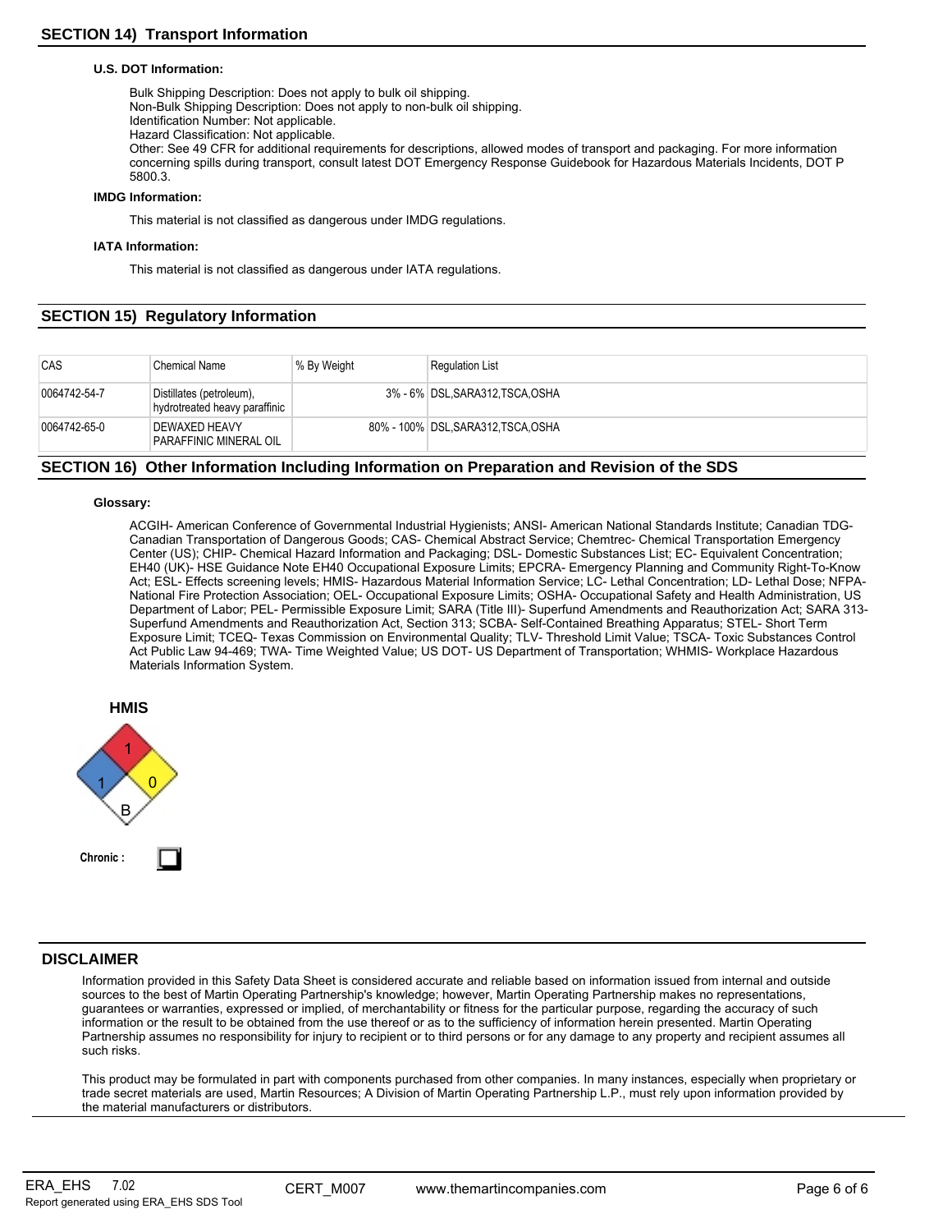## SECTION 14) Transport Information

**U.S. DOT Information:**

Bulk Shipping Description: Does not apply to bulk oil shipping.
Non-Bulk Shipping Description: Does not apply to non-bulk oil shipping.
Identification Number: Not applicable.
Hazard Classification: Not applicable.
Other: See 49 CFR for additional requirements for descriptions, allowed modes of transport and packaging. For more information concerning spills during transport, consult latest DOT Emergency Response Guidebook for Hazardous Materials Incidents, DOT P 5800.3.

**IMDG Information:**

This material is not classified as dangerous under IMDG regulations.

**IATA Information:**

This material is not classified as dangerous under IATA regulations.

## SECTION 15) Regulatory Information

| CAS | Chemical Name | % By Weight | Regulation List |
|---|---|---|---|
| 0064742-54-7 | Distillates (petroleum), hydrotreated heavy paraffinic | 3% - 6% | DSL,SARA312,TSCA,OSHA |
| 0064742-65-0 | DEWAXED HEAVY PARAFFINIC MINERAL OIL | 80% - 100% | DSL,SARA312,TSCA,OSHA |

## SECTION 16) Other Information Including Information on Preparation and Revision of the SDS

**Glossary:**

ACGIH- American Conference of Governmental Industrial Hygienists; ANSI- American National Standards Institute; Canadian TDG- Canadian Transportation of Dangerous Goods; CAS- Chemical Abstract Service; Chemtrec- Chemical Transportation Emergency Center (US); CHIP- Chemical Hazard Information and Packaging; DSL- Domestic Substances List; EC- Equivalent Concentration; EH40 (UK)- HSE Guidance Note EH40 Occupational Exposure Limits; EPCRA- Emergency Planning and Community Right-To-Know Act; ESL- Effects screening levels; HMIS- Hazardous Material Information Service; LC- Lethal Concentration; LD- Lethal Dose; NFPA- National Fire Protection Association; OEL- Occupational Exposure Limits; OSHA- Occupational Safety and Health Administration, US Department of Labor; PEL- Permissible Exposure Limit; SARA (Title III)- Superfund Amendments and Reauthorization Act; SARA 313- Superfund Amendments and Reauthorization Act, Section 313; SCBA- Self-Contained Breathing Apparatus; STEL- Short Term Exposure Limit; TCEQ- Texas Commission on Environmental Quality; TLV- Threshold Limit Value; TSCA- Toxic Substances Control Act Public Law 94-469; TWA- Time Weighted Value; US DOT- US Department of Transportation; WHMIS- Workplace Hazardous Materials Information System.

**HMIS**

1
1
0
B

**Chronic :** ☐

## DISCLAIMER

Information provided in this Safety Data Sheet is considered accurate and reliable based on information issued from internal and outside sources to the best of Martin Operating Partnership's knowledge; however, Martin Operating Partnership makes no representations, guarantees or warranties, expressed or implied, of merchantability or fitness for the particular purpose, regarding the accuracy of such information or the result to be obtained from the use thereof or as to the sufficiency of information herein presented. Martin Operating Partnership assumes no responsibility for injury to recipient or to third persons or for any damage to any property and recipient assumes all such risks.

This product may be formulated in part with components purchased from other companies. In many instances, especially when proprietary or trade secret materials are used, Martin Resources; A Division of Martin Operating Partnership L.P., must rely upon information provided by the material manufacturers or distributors.